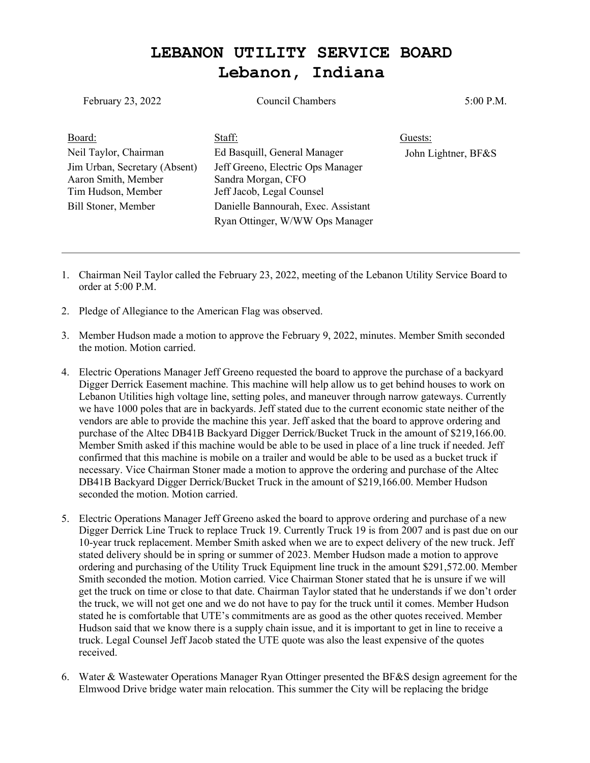# LEBANON UTILITY SERVICE BOARD
# Lebanon, Indiana

February 23, 2022 | Council Chambers | 5:00 P.M.

| Board: | Staff: | Guests: |
|---|---|---|
| Neil Taylor, Chairman | Ed Basquill, General Manager | John Lightner, BF&S |
| Jim Urban, Secretary (Absent) | Jeff Greeno, Electric Ops Manager | |
| Aaron Smith, Member | Sandra Morgan, CFO | |
| Tim Hudson, Member | Jeff Jacob, Legal Counsel | |
| Bill Stoner, Member | Danielle Bannourah, Exec. Assistant | |
| | Ryan Ottinger, W/WW Ops Manager | |

---

1. Chairman Neil Taylor called the February 23, 2022, meeting of the Lebanon Utility Service Board to order at 5:00 P.M.

2. Pledge of Allegiance to the American Flag was observed.

3. Member Hudson made a motion to approve the February 9, 2022, minutes. Member Smith seconded the motion. Motion carried.

4. Electric Operations Manager Jeff Greeno requested the board to approve the purchase of a backyard Digger Derrick Easement machine. This machine will help allow us to get behind houses to work on Lebanon Utilities high voltage line, setting poles, and maneuver through narrow gateways. Currently we have 1000 poles that are in backyards. Jeff stated due to the current economic state neither of the vendors are able to provide the machine this year. Jeff asked that the board to approve ordering and purchase of the Altec DB41B Backyard Digger Derrick/Bucket Truck in the amount of $219,166.00. Member Smith asked if this machine would be able to be used in place of a line truck if needed. Jeff confirmed that this machine is mobile on a trailer and would be able to be used as a bucket truck if necessary. Vice Chairman Stoner made a motion to approve the ordering and purchase of the Altec DB41B Backyard Digger Derrick/Bucket Truck in the amount of $219,166.00. Member Hudson seconded the motion. Motion carried.

5. Electric Operations Manager Jeff Greeno asked the board to approve ordering and purchase of a new Digger Derrick Line Truck to replace Truck 19. Currently Truck 19 is from 2007 and is past due on our 10-year truck replacement. Member Smith asked when we are to expect delivery of the new truck. Jeff stated delivery should be in spring or summer of 2023. Member Hudson made a motion to approve ordering and purchasing of the Utility Truck Equipment line truck in the amount $291,572.00. Member Smith seconded the motion. Motion carried. Vice Chairman Stoner stated that he is unsure if we will get the truck on time or close to that date. Chairman Taylor stated that he understands if we don't order the truck, we will not get one and we do not have to pay for the truck until it comes. Member Hudson stated he is comfortable that UTE's commitments are as good as the other quotes received. Member Hudson said that we know there is a supply chain issue, and it is important to get in line to receive a truck. Legal Counsel Jeff Jacob stated the UTE quote was also the least expensive of the quotes received.

6. Water & Wastewater Operations Manager Ryan Ottinger presented the BF&S design agreement for the Elmwood Drive bridge water main relocation. This summer the City will be replacing the bridge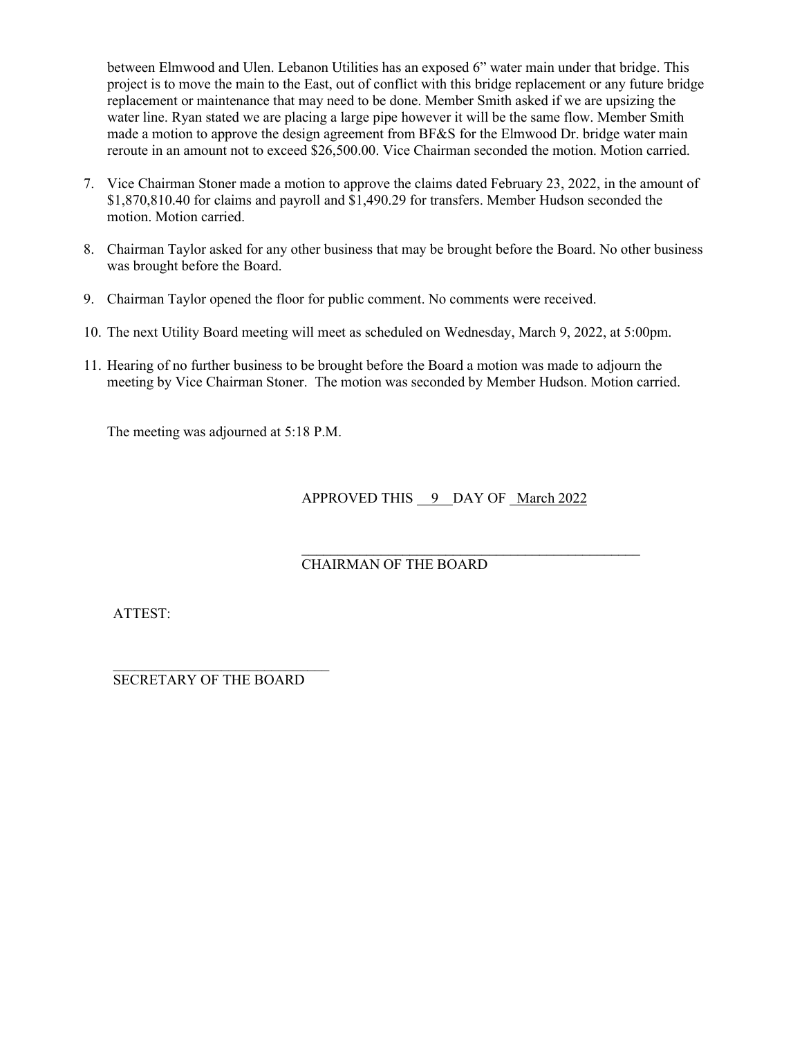between Elmwood and Ulen. Lebanon Utilities has an exposed 6" water main under that bridge. This project is to move the main to the East, out of conflict with this bridge replacement or any future bridge replacement or maintenance that may need to be done. Member Smith asked if we are upsizing the water line. Ryan stated we are placing a large pipe however it will be the same flow. Member Smith made a motion to approve the design agreement from BF&S for the Elmwood Dr. bridge water main reroute in an amount not to exceed $26,500.00. Vice Chairman seconded the motion. Motion carried.

7. Vice Chairman Stoner made a motion to approve the claims dated February 23, 2022, in the amount of $1,870,810.40 for claims and payroll and $1,490.29 for transfers. Member Hudson seconded the motion. Motion carried.

8. Chairman Taylor asked for any other business that may be brought before the Board. No other business was brought before the Board.

9. Chairman Taylor opened the floor for public comment. No comments were received.

10. The next Utility Board meeting will meet as scheduled on Wednesday, March 9, 2022, at 5:00pm.

11. Hearing of no further business to be brought before the Board a motion was made to adjourn the meeting by Vice Chairman Stoner. The motion was seconded by Member Hudson. Motion carried.

The meeting was adjourned at 5:18 P.M.

APPROVED THIS 9 DAY OF March 2022

\_\_\_\_\_\_\_\_\_\_\_\_\_\_\_\_\_\_\_\_\_\_\_\_\_\_\_\_\_\_\_\_\_\_\_\_\_\_\_\_
CHAIRMAN OF THE BOARD

ATTEST:

\_\_\_\_\_\_\_\_\_\_\_\_\_\_\_\_\_\_\_\_\_\_\_\_\_\_\_\_
SECRETARY OF THE BOARD